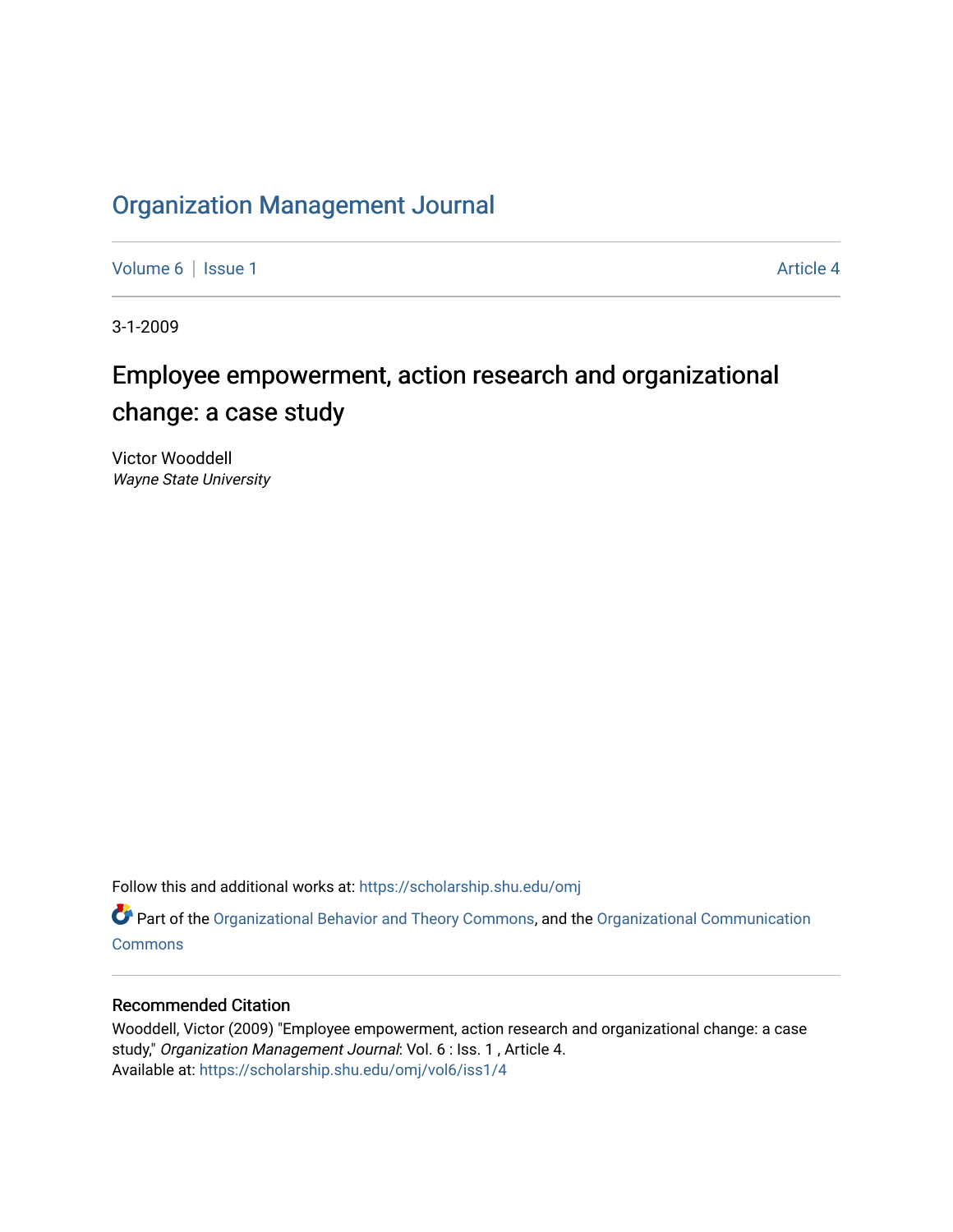# Organization Management Journal

Volume 6 | Issue 1 Article 4

3-1-2009

## Employee empowerment, action research and organizational change: a case study

Victor Wooddell
*Wayne State University*

Follow this and additional works at: https://scholarship.shu.edu/omj

Part of the Organizational Behavior and Theory Commons, and the Organizational Communication Commons

### Recommended Citation

Wooddell, Victor (2009) "Employee empowerment, action research and organizational change: a case study," *Organization Management Journal*: Vol. 6 : Iss. 1 , Article 4.
Available at: https://scholarship.shu.edu/omj/vol6/iss1/4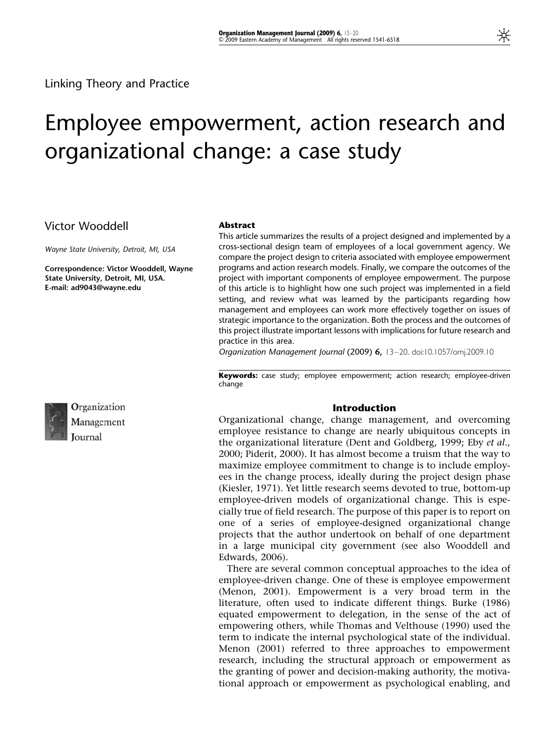Linking Theory and Practice

# Employee empowerment, action research and organizational change: a case study

Victor Wooddell

*Wayne State University, Detroit, MI, USA*

**Correspondence: Victor Wooddell, Wayne State University, Detroit, MI, USA. E-mail: ad9043@wayne.edu**

### Abstract

This article summarizes the results of a project designed and implemented by a cross-sectional design team of employees of a local government agency. We compare the project design to criteria associated with employee empowerment programs and action research models. Finally, we compare the outcomes of the project with important components of employee empowerment. The purpose of this article is to highlight how one such project was implemented in a field setting, and review what was learned by the participants regarding how management and employees can work more effectively together on issues of strategic importance to the organization. Both the process and the outcomes of this project illustrate important lessons with implications for future research and practice in this area.

*Organization Management Journal* (2009) **6,** 13–20. doi:10.1057/omj.2009.10

**Keywords:** case study; employee empowerment; action research; employee-driven change

## Introduction

Organizational change, change management, and overcoming employee resistance to change are nearly ubiquitous concepts in the organizational literature (Dent and Goldberg, 1999; Eby *et al.*, 2000; Piderit, 2000). It has almost become a truism that the way to maximize employee commitment to change is to include employees in the change process, ideally during the project design phase (Kiesler, 1971). Yet little research seems devoted to true, bottom-up employee-driven models of organizational change. This is especially true of field research. The purpose of this paper is to report on one of a series of employee-designed organizational change projects that the author undertook on behalf of one department in a large municipal city government (see also Wooddell and Edwards, 2006).

There are several common conceptual approaches to the idea of employee-driven change. One of these is employee empowerment (Menon, 2001). Empowerment is a very broad term in the literature, often used to indicate different things. Burke (1986) equated empowerment to delegation, in the sense of the act of empowering others, while Thomas and Velthouse (1990) used the term to indicate the internal psychological state of the individual. Menon (2001) referred to three approaches to empowerment research, including the structural approach or empowerment as the granting of power and decision-making authority, the motivational approach or empowerment as psychological enabling, and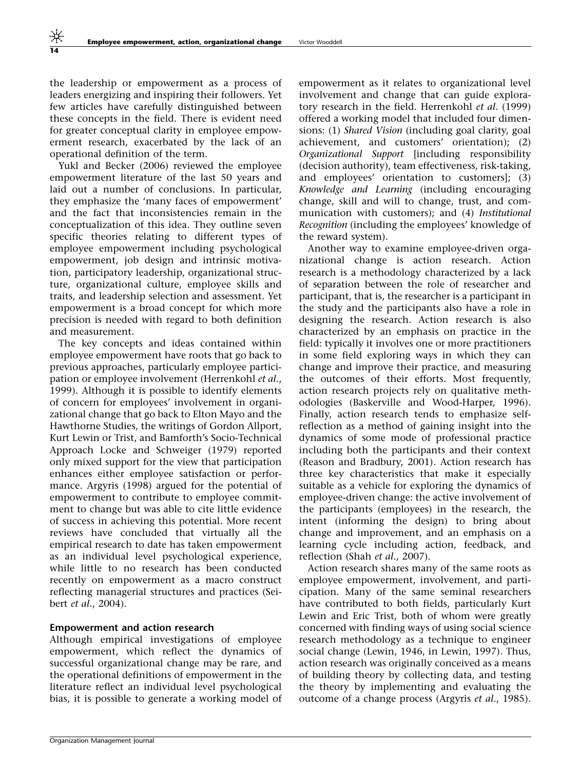the leadership or empowerment as a process of leaders energizing and inspiring their followers. Yet few articles have carefully distinguished between these concepts in the field. There is evident need for greater conceptual clarity in employee empowerment research, exacerbated by the lack of an operational definition of the term.

Yukl and Becker (2006) reviewed the employee empowerment literature of the last 50 years and laid out a number of conclusions. In particular, they emphasize the 'many faces of empowerment' and the fact that inconsistencies remain in the conceptualization of this idea. They outline seven specific theories relating to different types of employee empowerment including psychological empowerment, job design and intrinsic motivation, participatory leadership, organizational structure, organizational culture, employee skills and traits, and leadership selection and assessment. Yet empowerment is a broad concept for which more precision is needed with regard to both definition and measurement.

The key concepts and ideas contained within employee empowerment have roots that go back to previous approaches, particularly employee participation or employee involvement (Herrenkohl *et al*., 1999). Although it is possible to identify elements of concern for employees' involvement in organizational change that go back to Elton Mayo and the Hawthorne Studies, the writings of Gordon Allport, Kurt Lewin or Trist, and Bamforth's Socio-Technical Approach Locke and Schweiger (1979) reported only mixed support for the view that participation enhances either employee satisfaction or performance. Argyris (1998) argued for the potential of empowerment to contribute to employee commitment to change but was able to cite little evidence of success in achieving this potential. More recent reviews have concluded that virtually all the empirical research to date has taken empowerment as an individual level psychological experience, while little to no research has been conducted recently on empowerment as a macro construct reflecting managerial structures and practices (Seibert *et al*., 2004).

## Empowerment and action research

Although empirical investigations of employee empowerment, which reflect the dynamics of successful organizational change may be rare, and the operational definitions of empowerment in the literature reflect an individual level psychological bias, it is possible to generate a working model of empowerment as it relates to organizational level involvement and change that can guide exploratory research in the field. Herrenkohl *et al*. (1999) offered a working model that included four dimensions: (1) *Shared Vision* (including goal clarity, goal achievement, and customers' orientation); (2) *Organizational Support* [including responsibility (decision authority), team effectiveness, risk-taking, and employees' orientation to customers]; (3) *Knowledge and Learning* (including encouraging change, skill and will to change, trust, and communication with customers); and (4) *Institutional Recognition* (including the employees' knowledge of the reward system).

Another way to examine employee-driven organizational change is action research. Action research is a methodology characterized by a lack of separation between the role of researcher and participant, that is, the researcher is a participant in the study and the participants also have a role in designing the research. Action research is also characterized by an emphasis on practice in the field: typically it involves one or more practitioners in some field exploring ways in which they can change and improve their practice, and measuring the outcomes of their efforts. Most frequently, action research projects rely on qualitative methodologies (Baskerville and Wood-Harper, 1996). Finally, action research tends to emphasize self-reflection as a method of gaining insight into the dynamics of some mode of professional practice including both the participants and their context (Reason and Bradbury, 2001). Action research has three key characteristics that make it especially suitable as a vehicle for exploring the dynamics of employee-driven change: the active involvement of the participants (employees) in the research, the intent (informing the design) to bring about change and improvement, and an emphasis on a learning cycle including action, feedback, and reflection (Shah *et al*., 2007).

Action research shares many of the same roots as employee empowerment, involvement, and participation. Many of the same seminal researchers have contributed to both fields, particularly Kurt Lewin and Eric Trist, both of whom were greatly concerned with finding ways of using social science research methodology as a technique to engineer social change (Lewin, 1946, in Lewin, 1997). Thus, action research was originally conceived as a means of building theory by collecting data, and testing the theory by implementing and evaluating the outcome of a change process (Argyris *et al*., 1985).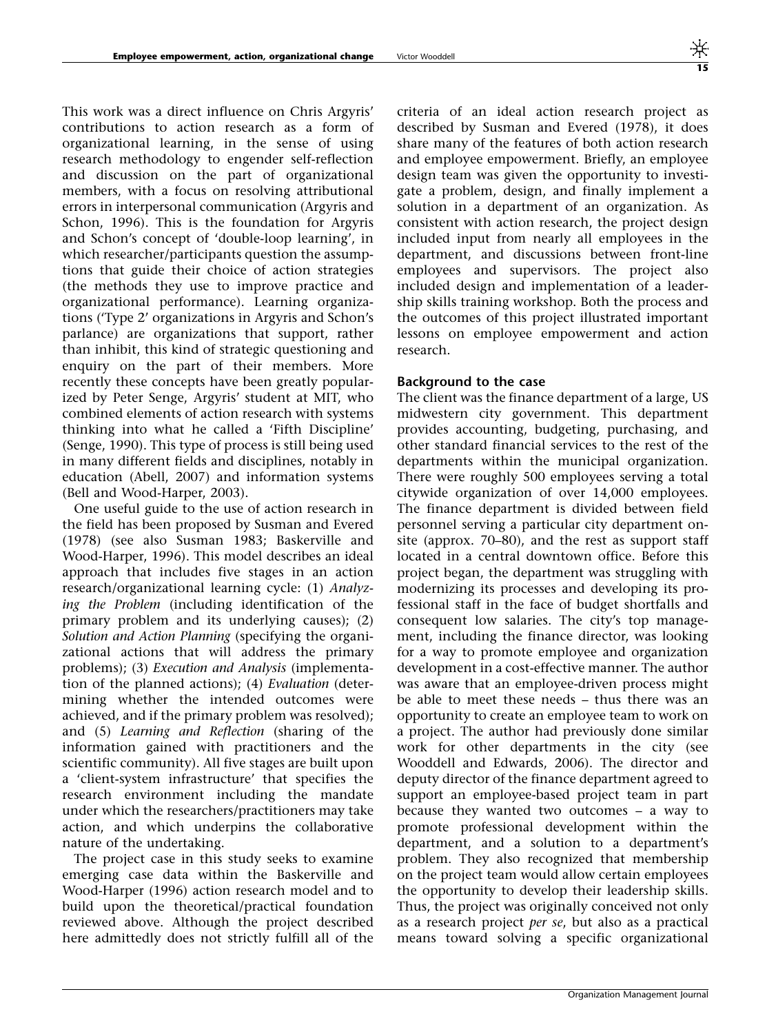This work was a direct influence on Chris Argyris' contributions to action research as a form of organizational learning, in the sense of using research methodology to engender self-reflection and discussion on the part of organizational members, with a focus on resolving attributional errors in interpersonal communication (Argyris and Schon, 1996). This is the foundation for Argyris and Schon's concept of 'double-loop learning', in which researcher/participants question the assumptions that guide their choice of action strategies (the methods they use to improve practice and organizational performance). Learning organizations ('Type 2' organizations in Argyris and Schon's parlance) are organizations that support, rather than inhibit, this kind of strategic questioning and enquiry on the part of their members. More recently these concepts have been greatly popularized by Peter Senge, Argyris' student at MIT, who combined elements of action research with systems thinking into what he called a 'Fifth Discipline' (Senge, 1990). This type of process is still being used in many different fields and disciplines, notably in education (Abell, 2007) and information systems (Bell and Wood-Harper, 2003).

One useful guide to the use of action research in the field has been proposed by Susman and Evered (1978) (see also Susman 1983; Baskerville and Wood-Harper, 1996). This model describes an ideal approach that includes five stages in an action research/organizational learning cycle: (1) *Analyzing the Problem* (including identification of the primary problem and its underlying causes); (2) *Solution and Action Planning* (specifying the organizational actions that will address the primary problems); (3) *Execution and Analysis* (implementation of the planned actions); (4) *Evaluation* (determining whether the intended outcomes were achieved, and if the primary problem was resolved); and (5) *Learning and Reflection* (sharing of the information gained with practitioners and the scientific community). All five stages are built upon a 'client-system infrastructure' that specifies the research environment including the mandate under which the researchers/practitioners may take action, and which underpins the collaborative nature of the undertaking.

The project case in this study seeks to examine emerging case data within the Baskerville and Wood-Harper (1996) action research model and to build upon the theoretical/practical foundation reviewed above. Although the project described here admittedly does not strictly fulfill all of the criteria of an ideal action research project as described by Susman and Evered (1978), it does share many of the features of both action research and employee empowerment. Briefly, an employee design team was given the opportunity to investigate a problem, design, and finally implement a solution in a department of an organization. As consistent with action research, the project design included input from nearly all employees in the department, and discussions between front-line employees and supervisors. The project also included design and implementation of a leadership skills training workshop. Both the process and the outcomes of this project illustrated important lessons on employee empowerment and action research.

### Background to the case

The client was the finance department of a large, US midwestern city government. This department provides accounting, budgeting, purchasing, and other standard financial services to the rest of the departments within the municipal organization. There were roughly 500 employees serving a total citywide organization of over 14,000 employees. The finance department is divided between field personnel serving a particular city department onsite (approx. 70–80), and the rest as support staff located in a central downtown office. Before this project began, the department was struggling with modernizing its processes and developing its professional staff in the face of budget shortfalls and consequent low salaries. The city's top management, including the finance director, was looking for a way to promote employee and organization development in a cost-effective manner. The author was aware that an employee-driven process might be able to meet these needs – thus there was an opportunity to create an employee team to work on a project. The author had previously done similar work for other departments in the city (see Wooddell and Edwards, 2006). The director and deputy director of the finance department agreed to support an employee-based project team in part because they wanted two outcomes – a way to promote professional development within the department, and a solution to a department's problem. They also recognized that membership on the project team would allow certain employees the opportunity to develop their leadership skills. Thus, the project was originally conceived not only as a research project *per se*, but also as a practical means toward solving a specific organizational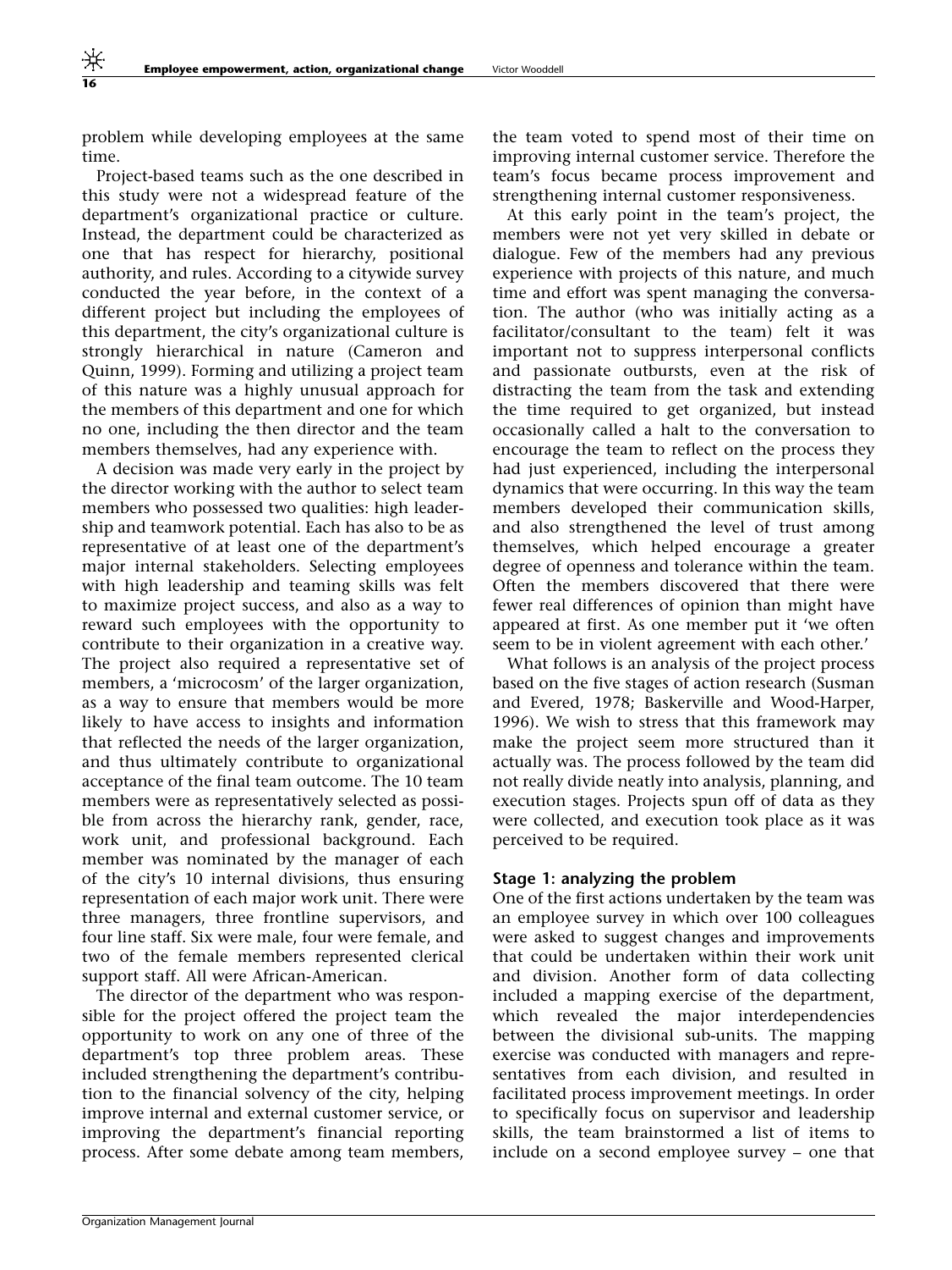problem while developing employees at the same time.

Project-based teams such as the one described in this study were not a widespread feature of the department's organizational practice or culture. Instead, the department could be characterized as one that has respect for hierarchy, positional authority, and rules. According to a citywide survey conducted the year before, in the context of a different project but including the employees of this department, the city's organizational culture is strongly hierarchical in nature (Cameron and Quinn, 1999). Forming and utilizing a project team of this nature was a highly unusual approach for the members of this department and one for which no one, including the then director and the team members themselves, had any experience with.

A decision was made very early in the project by the director working with the author to select team members who possessed two qualities: high leadership and teamwork potential. Each has also to be as representative of at least one of the department's major internal stakeholders. Selecting employees with high leadership and teaming skills was felt to maximize project success, and also as a way to reward such employees with the opportunity to contribute to their organization in a creative way. The project also required a representative set of members, a 'microcosm' of the larger organization, as a way to ensure that members would be more likely to have access to insights and information that reflected the needs of the larger organization, and thus ultimately contribute to organizational acceptance of the final team outcome. The 10 team members were as representatively selected as possible from across the hierarchy rank, gender, race, work unit, and professional background. Each member was nominated by the manager of each of the city's 10 internal divisions, thus ensuring representation of each major work unit. There were three managers, three frontline supervisors, and four line staff. Six were male, four were female, and two of the female members represented clerical support staff. All were African-American.

The director of the department who was responsible for the project offered the project team the opportunity to work on any one of three of the department's top three problem areas. These included strengthening the department's contribution to the financial solvency of the city, helping improve internal and external customer service, or improving the department's financial reporting process. After some debate among team members, the team voted to spend most of their time on improving internal customer service. Therefore the team's focus became process improvement and strengthening internal customer responsiveness.

At this early point in the team's project, the members were not yet very skilled in debate or dialogue. Few of the members had any previous experience with projects of this nature, and much time and effort was spent managing the conversation. The author (who was initially acting as a facilitator/consultant to the team) felt it was important not to suppress interpersonal conflicts and passionate outbursts, even at the risk of distracting the team from the task and extending the time required to get organized, but instead occasionally called a halt to the conversation to encourage the team to reflect on the process they had just experienced, including the interpersonal dynamics that were occurring. In this way the team members developed their communication skills, and also strengthened the level of trust among themselves, which helped encourage a greater degree of openness and tolerance within the team. Often the members discovered that there were fewer real differences of opinion than might have appeared at first. As one member put it 'we often seem to be in violent agreement with each other.'

What follows is an analysis of the project process based on the five stages of action research (Susman and Evered, 1978; Baskerville and Wood-Harper, 1996). We wish to stress that this framework may make the project seem more structured than it actually was. The process followed by the team did not really divide neatly into analysis, planning, and execution stages. Projects spun off of data as they were collected, and execution took place as it was perceived to be required.

### Stage 1: analyzing the problem

One of the first actions undertaken by the team was an employee survey in which over 100 colleagues were asked to suggest changes and improvements that could be undertaken within their work unit and division. Another form of data collecting included a mapping exercise of the department, which revealed the major interdependencies between the divisional sub-units. The mapping exercise was conducted with managers and representatives from each division, and resulted in facilitated process improvement meetings. In order to specifically focus on supervisor and leadership skills, the team brainstormed a list of items to include on a second employee survey – one that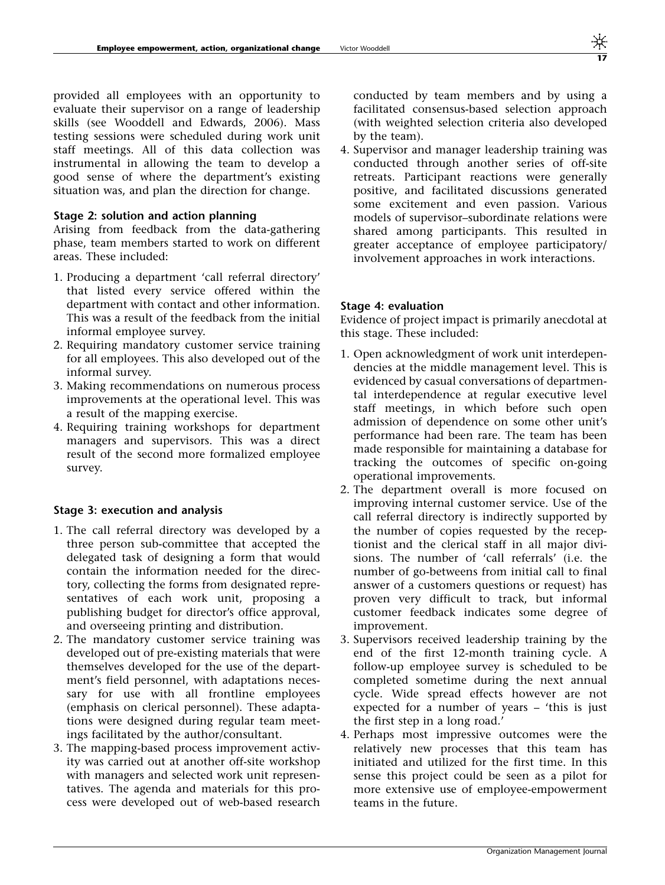provided all employees with an opportunity to evaluate their supervisor on a range of leadership skills (see Wooddell and Edwards, 2006). Mass testing sessions were scheduled during work unit staff meetings. All of this data collection was instrumental in allowing the team to develop a good sense of where the department's existing situation was, and plan the direction for change.

### Stage 2: solution and action planning

Arising from feedback from the data-gathering phase, team members started to work on different areas. These included:

1. Producing a department 'call referral directory' that listed every service offered within the department with contact and other information. This was a result of the feedback from the initial informal employee survey.
2. Requiring mandatory customer service training for all employees. This also developed out of the informal survey.
3. Making recommendations on numerous process improvements at the operational level. This was a result of the mapping exercise.
4. Requiring training workshops for department managers and supervisors. This was a direct result of the second more formalized employee survey.

### Stage 3: execution and analysis

1. The call referral directory was developed by a three person sub-committee that accepted the delegated task of designing a form that would contain the information needed for the directory, collecting the forms from designated representatives of each work unit, proposing a publishing budget for director's office approval, and overseeing printing and distribution.
2. The mandatory customer service training was developed out of pre-existing materials that were themselves developed for the use of the department's field personnel, with adaptations necessary for use with all frontline employees (emphasis on clerical personnel). These adaptations were designed during regular team meetings facilitated by the author/consultant.
3. The mapping-based process improvement activity was carried out at another off-site workshop with managers and selected work unit representatives. The agenda and materials for this process were developed out of web-based research conducted by team members and by using a facilitated consensus-based selection approach (with weighted selection criteria also developed by the team).
4. Supervisor and manager leadership training was conducted through another series of off-site retreats. Participant reactions were generally positive, and facilitated discussions generated some excitement and even passion. Various models of supervisor–subordinate relations were shared among participants. This resulted in greater acceptance of employee participatory/involvement approaches in work interactions.

### Stage 4: evaluation

Evidence of project impact is primarily anecdotal at this stage. These included:

1. Open acknowledgment of work unit interdependencies at the middle management level. This is evidenced by casual conversations of departmental interdependence at regular executive level staff meetings, in which before such open admission of dependence on some other unit's performance had been rare. The team has been made responsible for maintaining a database for tracking the outcomes of specific on-going operational improvements.
2. The department overall is more focused on improving internal customer service. Use of the call referral directory is indirectly supported by the number of copies requested by the receptionist and the clerical staff in all major divisions. The number of 'call referrals' (i.e. the number of go-betweens from initial call to final answer of a customers questions or request) has proven very difficult to track, but informal customer feedback indicates some degree of improvement.
3. Supervisors received leadership training by the end of the first 12-month training cycle. A follow-up employee survey is scheduled to be completed sometime during the next annual cycle. Wide spread effects however are not expected for a number of years – 'this is just the first step in a long road.'
4. Perhaps most impressive outcomes were the relatively new processes that this team has initiated and utilized for the first time. In this sense this project could be seen as a pilot for more extensive use of employee-empowerment teams in the future.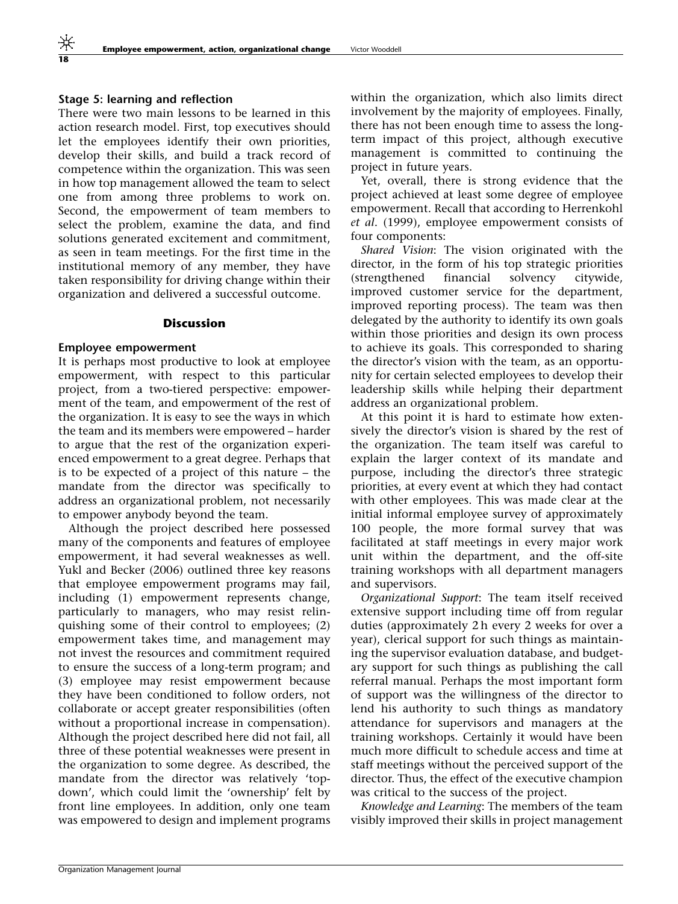### Stage 5: learning and reflection

There were two main lessons to be learned in this action research model. First, top executives should let the employees identify their own priorities, develop their skills, and build a track record of competence within the organization. This was seen in how top management allowed the team to select one from among three problems to work on. Second, the empowerment of team members to select the problem, examine the data, and find solutions generated excitement and commitment, as seen in team meetings. For the first time in the institutional memory of any member, they have taken responsibility for driving change within their organization and delivered a successful outcome.

## Discussion

### Employee empowerment

It is perhaps most productive to look at employee empowerment, with respect to this particular project, from a two-tiered perspective: empowerment of the team, and empowerment of the rest of the organization. It is easy to see the ways in which the team and its members were empowered – harder to argue that the rest of the organization experienced empowerment to a great degree. Perhaps that is to be expected of a project of this nature – the mandate from the director was specifically to address an organizational problem, not necessarily to empower anybody beyond the team.

Although the project described here possessed many of the components and features of employee empowerment, it had several weaknesses as well. Yukl and Becker (2006) outlined three key reasons that employee empowerment programs may fail, including (1) empowerment represents change, particularly to managers, who may resist relinquishing some of their control to employees; (2) empowerment takes time, and management may not invest the resources and commitment required to ensure the success of a long-term program; and (3) employee may resist empowerment because they have been conditioned to follow orders, not collaborate or accept greater responsibilities (often without a proportional increase in compensation). Although the project described here did not fail, all three of these potential weaknesses were present in the organization to some degree. As described, the mandate from the director was relatively 'top-down', which could limit the 'ownership' felt by front line employees. In addition, only one team was empowered to design and implement programs within the organization, which also limits direct involvement by the majority of employees. Finally, there has not been enough time to assess the long-term impact of this project, although executive management is committed to continuing the project in future years.

Yet, overall, there is strong evidence that the project achieved at least some degree of employee empowerment. Recall that according to Herrenkohl *et al*. (1999), employee empowerment consists of four components:

*Shared Vision*: The vision originated with the director, in the form of his top strategic priorities (strengthened financial solvency citywide, improved customer service for the department, improved reporting process). The team was then delegated by the authority to identify its own goals within those priorities and design its own process to achieve its goals. This corresponded to sharing the director's vision with the team, as an opportunity for certain selected employees to develop their leadership skills while helping their department address an organizational problem.

At this point it is hard to estimate how extensively the director's vision is shared by the rest of the organization. The team itself was careful to explain the larger context of its mandate and purpose, including the director's three strategic priorities, at every event at which they had contact with other employees. This was made clear at the initial informal employee survey of approximately 100 people, the more formal survey that was facilitated at staff meetings in every major work unit within the department, and the off-site training workshops with all department managers and supervisors.

*Organizational Support*: The team itself received extensive support including time off from regular duties (approximately 2 h every 2 weeks for over a year), clerical support for such things as maintaining the supervisor evaluation database, and budgetary support for such things as publishing the call referral manual. Perhaps the most important form of support was the willingness of the director to lend his authority to such things as mandatory attendance for supervisors and managers at the training workshops. Certainly it would have been much more difficult to schedule access and time at staff meetings without the perceived support of the director. Thus, the effect of the executive champion was critical to the success of the project.

*Knowledge and Learning*: The members of the team visibly improved their skills in project management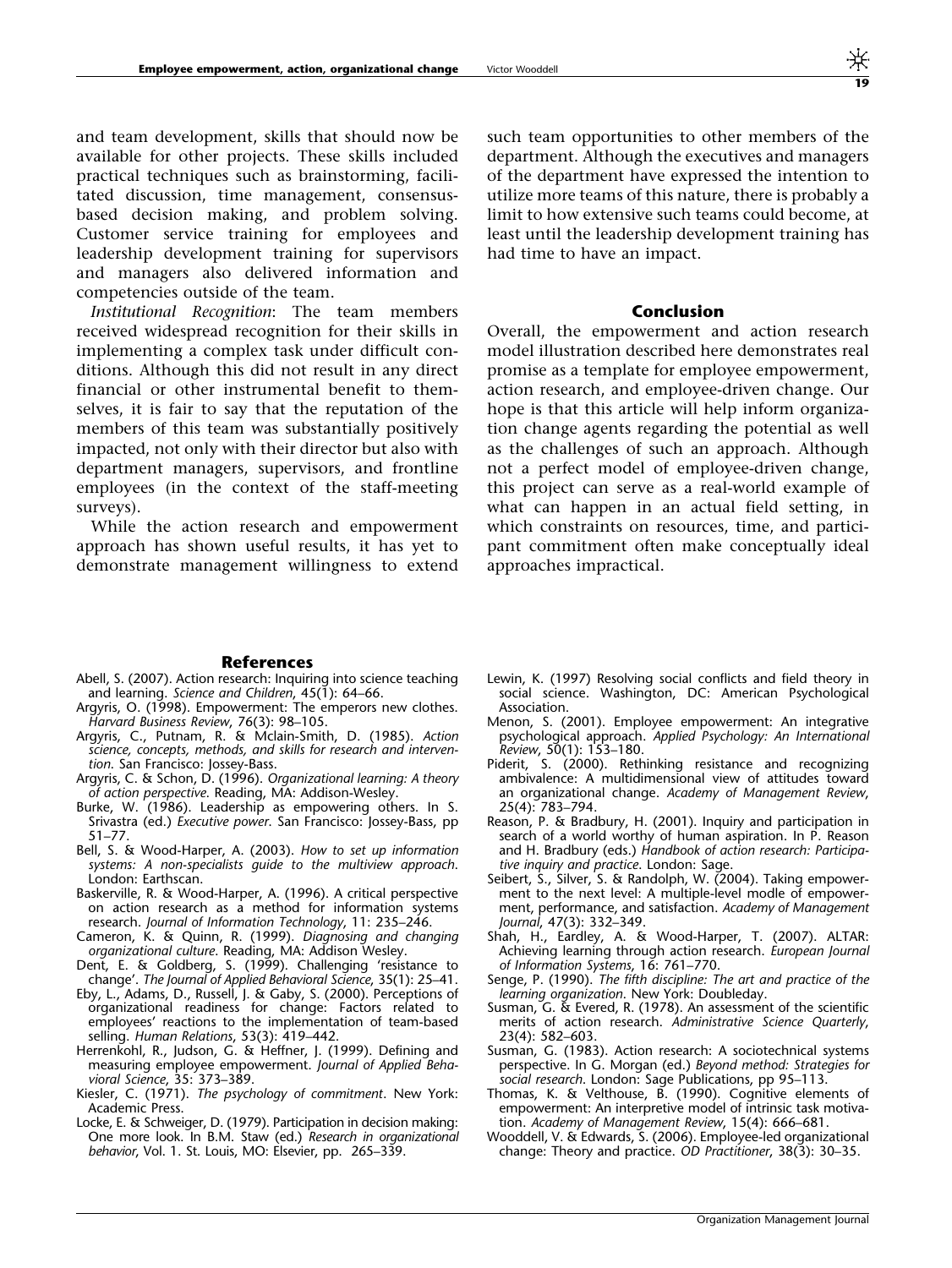and team development, skills that should now be available for other projects. These skills included practical techniques such as brainstorming, facilitated discussion, time management, consensus-based decision making, and problem solving. Customer service training for employees and leadership development training for supervisors and managers also delivered information and competencies outside of the team.

*Institutional Recognition*: The team members received widespread recognition for their skills in implementing a complex task under difficult conditions. Although this did not result in any direct financial or other instrumental benefit to themselves, it is fair to say that the reputation of the members of this team was substantially positively impacted, not only with their director but also with department managers, supervisors, and frontline employees (in the context of the staff-meeting surveys).

While the action research and empowerment approach has shown useful results, it has yet to demonstrate management willingness to extend such team opportunities to other members of the department. Although the executives and managers of the department have expressed the intention to utilize more teams of this nature, there is probably a limit to how extensive such teams could become, at least until the leadership development training has had time to have an impact.

## Conclusion

Overall, the empowerment and action research model illustration described here demonstrates real promise as a template for employee empowerment, action research, and employee-driven change. Our hope is that this article will help inform organization change agents regarding the potential as well as the challenges of such an approach. Although not a perfect model of employee-driven change, this project can serve as a real-world example of what can happen in an actual field setting, in which constraints on resources, time, and participant commitment often make conceptually ideal approaches impractical.

## References

Abell, S. (2007). Action research: Inquiring into science teaching and learning. *Science and Children*, 45(1): 64–66.

Argyris, O. (1998). Empowerment: The emperors new clothes. *Harvard Business Review*, 76(3): 98–105.

Argyris, C., Putnam, R. & Mclain-Smith, D. (1985). *Action science, concepts, methods, and skills for research and intervention*. San Francisco: Jossey-Bass.

Argyris, C. & Schon, D. (1996). *Organizational learning: A theory of action perspective*. Reading, MA: Addison-Wesley.

Burke, W. (1986). Leadership as empowering others. In S. Srivastra (ed.) *Executive power*. San Francisco: Jossey-Bass, pp 51–77.

Bell, S. & Wood-Harper, A. (2003). *How to set up information systems: A non-specialists guide to the multiview approach*. London: Earthscan.

Baskerville, R. & Wood-Harper, A. (1996). A critical perspective on action research as a method for information systems research. *Journal of Information Technology*, 11: 235–246.

Cameron, K. & Quinn, R. (1999). *Diagnosing and changing organizational culture*. Reading, MA: Addison Wesley.

Dent, E. & Goldberg, S. (1999). Challenging 'resistance to change'. *The Journal of Applied Behavioral Science*, 35(1): 25–41.

Eby, L., Adams, D., Russell, J. & Gaby, S. (2000). Perceptions of organizational readiness for change: Factors related to employees' reactions to the implementation of team-based selling. *Human Relations*, 53(3): 419–442.

Herrenkohl, R., Judson, G. & Heffner, J. (1999). Defining and measuring employee empowerment. *Journal of Applied Behavioral Science*, 35: 373–389.

Kiesler, C. (1971). *The psychology of commitment*. New York: Academic Press.

Locke, E. & Schweiger, D. (1979). Participation in decision making: One more look. In B.M. Staw (ed.) *Research in organizational behavior*, Vol. 1. St. Louis, MO: Elsevier, pp. 265–339.

Lewin, K. (1997) Resolving social conflicts and field theory in social science. Washington, DC: American Psychological Association.

Menon, S. (2001). Employee empowerment: An integrative psychological approach. *Applied Psychology: An International Review*, 50(1): 153–180.

Piderit, S. (2000). Rethinking resistance and recognizing ambivalence: A multidimensional view of attitudes toward an organizational change. *Academy of Management Review*, 25(4): 783–794.

Reason, P. & Bradbury, H. (2001). Inquiry and participation in search of a world worthy of human aspiration. In P. Reason and H. Bradbury (eds.) *Handbook of action research: Participative inquiry and practice*. London: Sage.

Seibert, S., Silver, S. & Randolph, W. (2004). Taking empowerment to the next level: A multiple-level modle of empowerment, performance, and satisfaction. *Academy of Management Journal*, 47(3): 332–349.

Shah, H., Eardley, A. & Wood-Harper, T. (2007). ALTAR: Achieving learning through action research. *European Journal of Information Systems*, 16: 761–770.

Senge, P. (1990). *The fifth discipline: The art and practice of the learning organization*. New York: Doubleday.

Susman, G. & Evered, R. (1978). An assessment of the scientific merits of action research. *Administrative Science Quarterly*, 23(4): 582–603.

Susman, G. (1983). Action research: A sociotechnical systems perspective. In G. Morgan (ed.) *Beyond method: Strategies for social research*. London: Sage Publications, pp 95–113.

Thomas, K. & Velthouse, B. (1990). Cognitive elements of empowerment: An interpretive model of intrinsic task motivation. *Academy of Management Review*, 15(4): 666–681.

Wooddell, V. & Edwards, S. (2006). Employee-led organizational change: Theory and practice. *OD Practitioner*, 38(3): 30–35.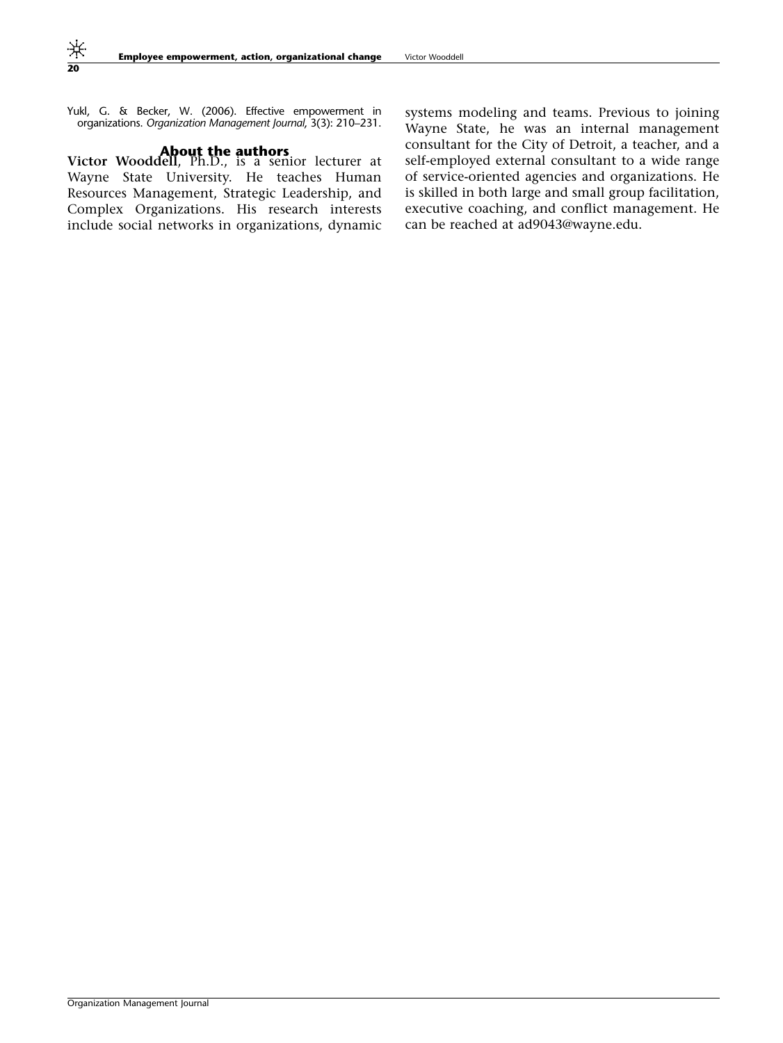Yukl, G. & Becker, W. (2006). Effective empowerment in organizations. *Organization Management Journal*, 3(3): 210–231.

## About the authors

**Victor Wooddell**, Ph.D., is a senior lecturer at Wayne State University. He teaches Human Resources Management, Strategic Leadership, and Complex Organizations. His research interests include social networks in organizations, dynamic systems modeling and teams. Previous to joining Wayne State, he was an internal management consultant for the City of Detroit, a teacher, and a self-employed external consultant to a wide range of service-oriented agencies and organizations. He is skilled in both large and small group facilitation, executive coaching, and conflict management. He can be reached at ad9043@wayne.edu.